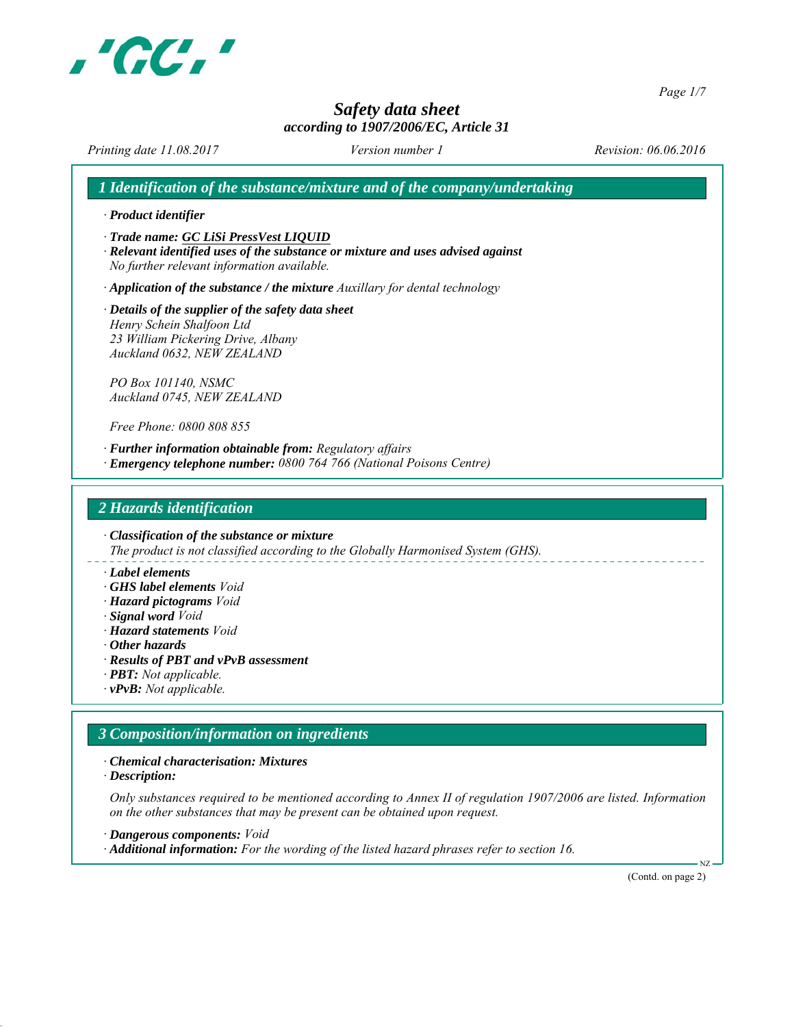# Safety data sheet

*according to 1907/2006/EC, Article 31*

*Printing date 11.08.2017* · *Version number 1* · *Revision: 06.06.2016*

## 1 Identification of the substance/mixture and of the company/undertaking

· **Product identifier**

· **Trade name: GC LiSi PressVest LIQUID**

· **Relevant identified uses of the substance or mixture and uses advised against**
*No further relevant information available.*

· **Application of the substance / the mixture** *Auxillary for dental technology*

· **Details of the supplier of the safety data sheet**
*Henry Schein Shalfoon Ltd*
*23 William Pickering Drive, Albany*
*Auckland 0632, NEW ZEALAND*

*PO Box 101140, NSMC*
*Auckland 0745, NEW ZEALAND*

*Free Phone: 0800 808 855*

· **Further information obtainable from:** *Regulatory affairs*

· **Emergency telephone number:** *0800 764 766 (National Poisons Centre)*

## 2 Hazards identification

· **Classification of the substance or mixture**
*The product is not classified according to the Globally Harmonised System (GHS).*

· **Label elements**
· **GHS label elements** *Void*
· **Hazard pictograms** *Void*
· **Signal word** *Void*
· **Hazard statements** *Void*
· **Other hazards**
· **Results of PBT and vPvB assessment**
· **PBT:** *Not applicable.*
· **vPvB:** *Not applicable.*

## 3 Composition/information on ingredients

· **Chemical characterisation: Mixtures**
· **Description:**

*Only substances required to be mentioned according to Annex II of regulation 1907/2006 are listed. Information on the other substances that may be present can be obtained upon request.*

· **Dangerous components:** *Void*
· **Additional information:** *For the wording of the listed hazard phrases refer to section 16.*

(Contd. on page 2)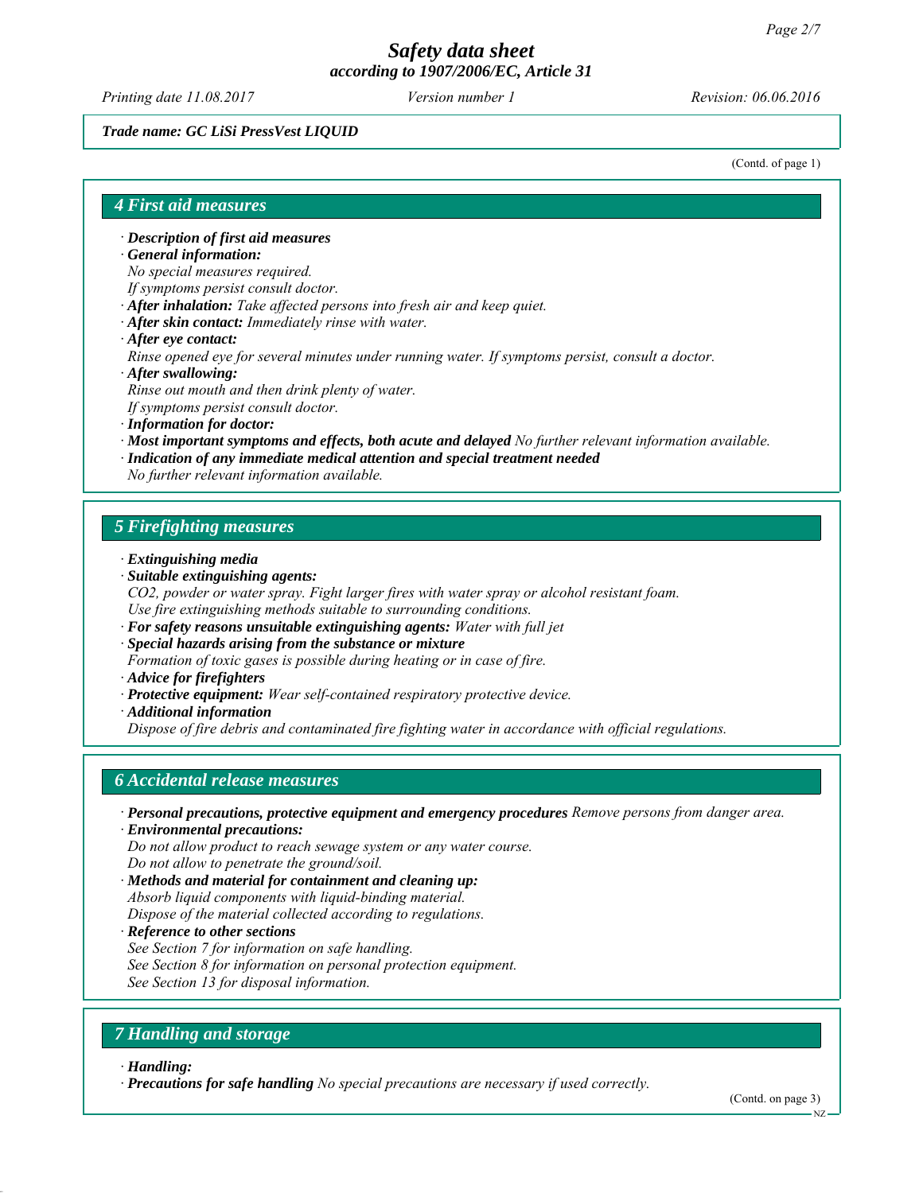Trade name: GC LiSi PressVest LIQUID

(Contd. of page 1)

## 4 First aid measures

· **Description of first aid measures**
· **General information:**
*No special measures required.*
*If symptoms persist consult doctor.*
· **After inhalation:** *Take affected persons into fresh air and keep quiet.*
· **After skin contact:** *Immediately rinse with water.*
· **After eye contact:**
*Rinse opened eye for several minutes under running water. If symptoms persist, consult a doctor.*
· **After swallowing:**
*Rinse out mouth and then drink plenty of water.*
*If symptoms persist consult doctor.*
· **Information for doctor:**
· **Most important symptoms and effects, both acute and delayed** *No further relevant information available.*
· **Indication of any immediate medical attention and special treatment needed**
*No further relevant information available.*

## 5 Firefighting measures

· **Extinguishing media**
· **Suitable extinguishing agents:**
*CO2, powder or water spray. Fight larger fires with water spray or alcohol resistant foam.*
*Use fire extinguishing methods suitable to surrounding conditions.*
· **For safety reasons unsuitable extinguishing agents:** *Water with full jet*
· **Special hazards arising from the substance or mixture**
*Formation of toxic gases is possible during heating or in case of fire.*
· **Advice for firefighters**
· **Protective equipment:** *Wear self-contained respiratory protective device.*
· **Additional information**
*Dispose of fire debris and contaminated fire fighting water in accordance with official regulations.*

## 6 Accidental release measures

· **Personal precautions, protective equipment and emergency procedures** *Remove persons from danger area.*
· **Environmental precautions:**
*Do not allow product to reach sewage system or any water course.*
*Do not allow to penetrate the ground/soil.*
· **Methods and material for containment and cleaning up:**
*Absorb liquid components with liquid-binding material.*
*Dispose of the material collected according to regulations.*
· **Reference to other sections**
*See Section 7 for information on safe handling.*
*See Section 8 for information on personal protection equipment.*
*See Section 13 for disposal information.*

## 7 Handling and storage

· **Handling:**
· **Precautions for safe handling** *No special precautions are necessary if used correctly.*

(Contd. on page 3)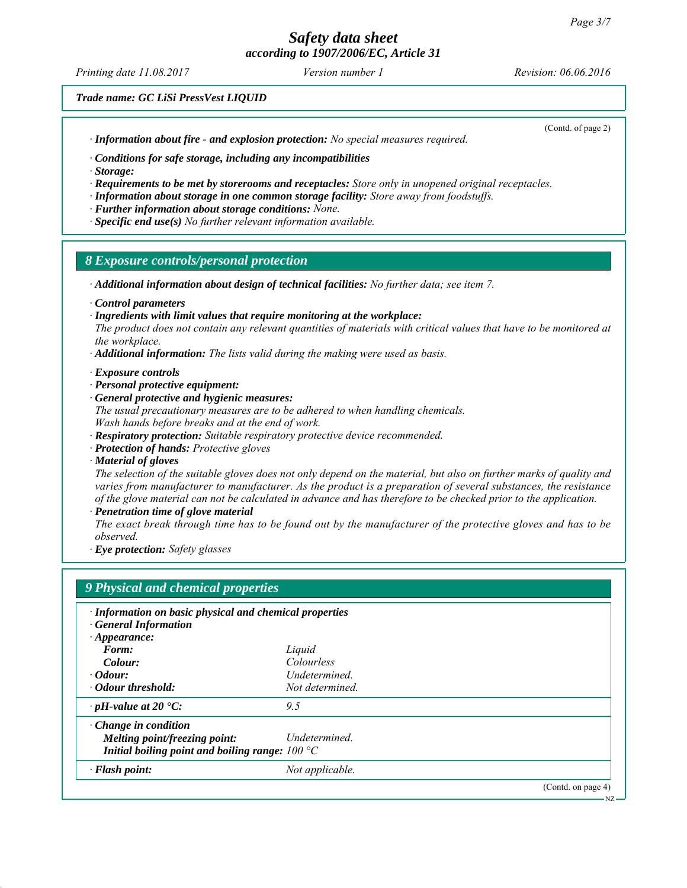(Contd. of page 2)

· **Information about fire - and explosion protection:** *No special measures required.*

· **Conditions for safe storage, including any incompatibilities**
· **Storage:**
· **Requirements to be met by storerooms and receptacles:** *Store only in unopened original receptacles.*
· **Information about storage in one common storage facility:** *Store away from foodstuffs.*
· **Further information about storage conditions:** *None.*
· **Specific end use(s)** *No further relevant information available.*

## 8 Exposure controls/personal protection

· **Additional information about design of technical facilities:** *No further data; see item 7.*

· **Control parameters**
· **Ingredients with limit values that require monitoring at the workplace:**
*The product does not contain any relevant quantities of materials with critical values that have to be monitored at the workplace.*
· **Additional information:** *The lists valid during the making were used as basis.*

· **Exposure controls**
· **Personal protective equipment:**
· **General protective and hygienic measures:**
*The usual precautionary measures are to be adhered to when handling chemicals.*
*Wash hands before breaks and at the end of work.*
· **Respiratory protection:** *Suitable respiratory protective device recommended.*
· **Protection of hands:** *Protective gloves*
· **Material of gloves**
*The selection of the suitable gloves does not only depend on the material, but also on further marks of quality and varies from manufacturer to manufacturer. As the product is a preparation of several substances, the resistance of the glove material can not be calculated in advance and has therefore to be checked prior to the application.*
· **Penetration time of glove material**
*The exact break through time has to be found out by the manufacturer of the protective gloves and has to be observed.*
· **Eye protection:** *Safety glasses*

## 9 Physical and chemical properties

| · **Information on basic physical and chemical properties** | |
|---|---|
| · **General Information** | |
| · **Appearance:** | |
| **Form:** | *Liquid* |
| **Colour:** | *Colourless* |
| · **Odour:** | *Undetermined.* |
| · **Odour threshold:** | *Not determined.* |
| · **pH-value at 20 °C:** | *9.5* |
| · **Change in condition** | |
| **Melting point/freezing point:** | *Undetermined.* |
| **Initial boiling point and boiling range:** | *100 °C* |
| · **Flash point:** | *Not applicable.* |

(Contd. on page 4)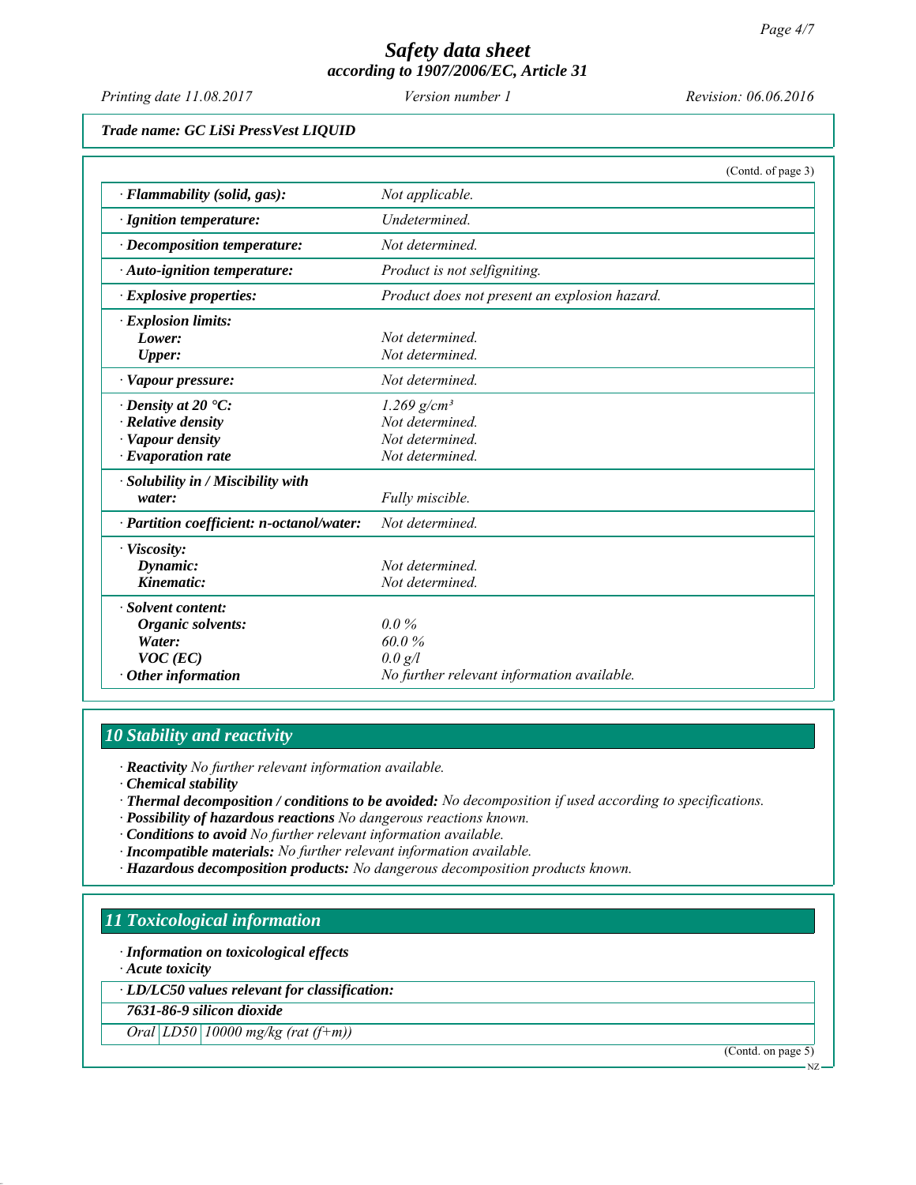*Trade name: GC LiSi PressVest LIQUID*

(Contd. of page 3)

| | |
|---|---|
| **· Flammability (solid, gas):** | *Not applicable.* |
| **· Ignition temperature:** | *Undetermined.* |
| **· Decomposition temperature:** | *Not determined.* |
| **· Auto-ignition temperature:** | *Product is not selfigniting.* |
| **· Explosive properties:** | *Product does not present an explosion hazard.* |
| **· Explosion limits:** | |
| **Lower:** | *Not determined.* |
| **Upper:** | *Not determined.* |
| **· Vapour pressure:** | *Not determined.* |
| **· Density at 20 °C:** | *1.269 g/cm³* |
| **· Relative density** | *Not determined.* |
| **· Vapour density** | *Not determined.* |
| **· Evaporation rate** | *Not determined.* |
| **· Solubility in / Miscibility with water:** | *Fully miscible.* |
| **· Partition coefficient: n-octanol/water:** | *Not determined.* |
| **· Viscosity:** | |
| **Dynamic:** | *Not determined.* |
| **Kinematic:** | *Not determined.* |
| **· Solvent content:** | |
| **Organic solvents:** | *0.0 %* |
| **Water:** | *60.0 %* |
| **VOC (EC)** | *0.0 g/l* |
| **· Other information** | *No further relevant information available.* |

## 10 Stability and reactivity

· **Reactivity** *No further relevant information available.*
· **Chemical stability**
· **Thermal decomposition / conditions to be avoided:** *No decomposition if used according to specifications.*
· **Possibility of hazardous reactions** *No dangerous reactions known.*
· **Conditions to avoid** *No further relevant information available.*
· **Incompatible materials:** *No further relevant information available.*
· **Hazardous decomposition products:** *No dangerous decomposition products known.*

## 11 Toxicological information

· **Information on toxicological effects**
· **Acute toxicity**

| **· LD/LC50 values relevant for classification:** | | |
|---|---|---|
| **7631-86-9 silicon dioxide** | | |
| *Oral* | *LD50* | *10000 mg/kg (rat (f+m))* |

(Contd. on page 5)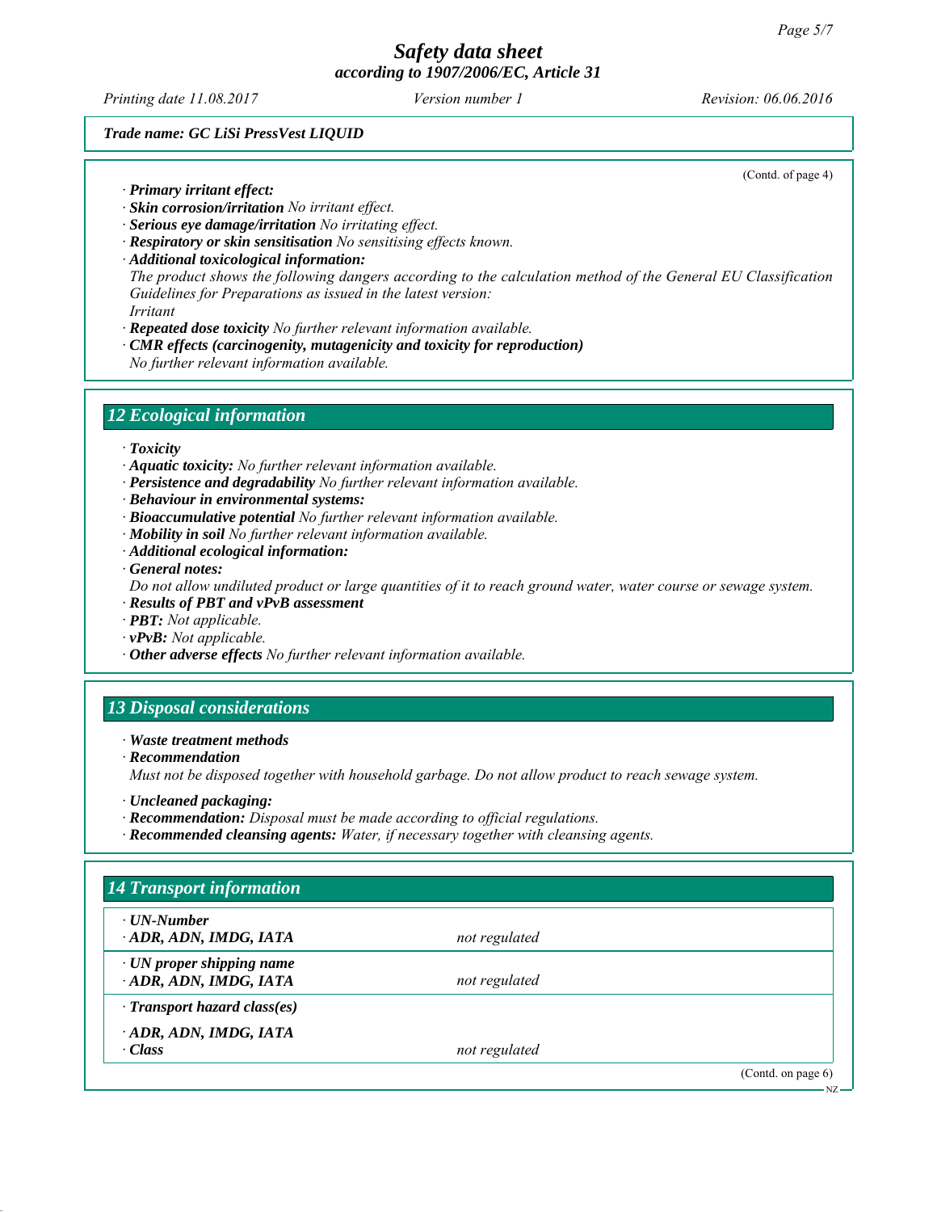*Trade name: GC LiSi PressVest LIQUID*

(Contd. of page 4)

· ***Primary irritant effect:***
· ***Skin corrosion/irritation*** *No irritant effect.*
· ***Serious eye damage/irritation*** *No irritating effect.*
· ***Respiratory or skin sensitisation*** *No sensitising effects known.*
· ***Additional toxicological information:***
*The product shows the following dangers according to the calculation method of the General EU Classification Guidelines for Preparations as issued in the latest version:*
*Irritant*
· ***Repeated dose toxicity*** *No further relevant information available.*
· ***CMR effects (carcinogenity, mutagenicity and toxicity for reproduction)***
*No further relevant information available.*

## 12 Ecological information

· ***Toxicity***
· ***Aquatic toxicity:*** *No further relevant information available.*
· ***Persistence and degradability*** *No further relevant information available.*
· ***Behaviour in environmental systems:***
· ***Bioaccumulative potential*** *No further relevant information available.*
· ***Mobility in soil*** *No further relevant information available.*
· ***Additional ecological information:***
· ***General notes:***
*Do not allow undiluted product or large quantities of it to reach ground water, water course or sewage system.*
· ***Results of PBT and vPvB assessment***
· ***PBT:*** *Not applicable.*
· ***vPvB:*** *Not applicable.*
· ***Other adverse effects*** *No further relevant information available.*

## 13 Disposal considerations

· ***Waste treatment methods***
· ***Recommendation***
*Must not be disposed together with household garbage. Do not allow product to reach sewage system.*

· ***Uncleaned packaging:***
· ***Recommendation:*** *Disposal must be made according to official regulations.*
· ***Recommended cleansing agents:*** *Water, if necessary together with cleansing agents.*

## 14 Transport information

| | |
|---|---|
| · ***UN-Number*** <br> · ***ADR, ADN, IMDG, IATA*** | *not regulated* |
| · ***UN proper shipping name*** <br> · ***ADR, ADN, IMDG, IATA*** | *not regulated* |
| · ***Transport hazard class(es)*** | |
| · ***ADR, ADN, IMDG, IATA*** <br> · ***Class*** | *not regulated* |

(Contd. on page 6)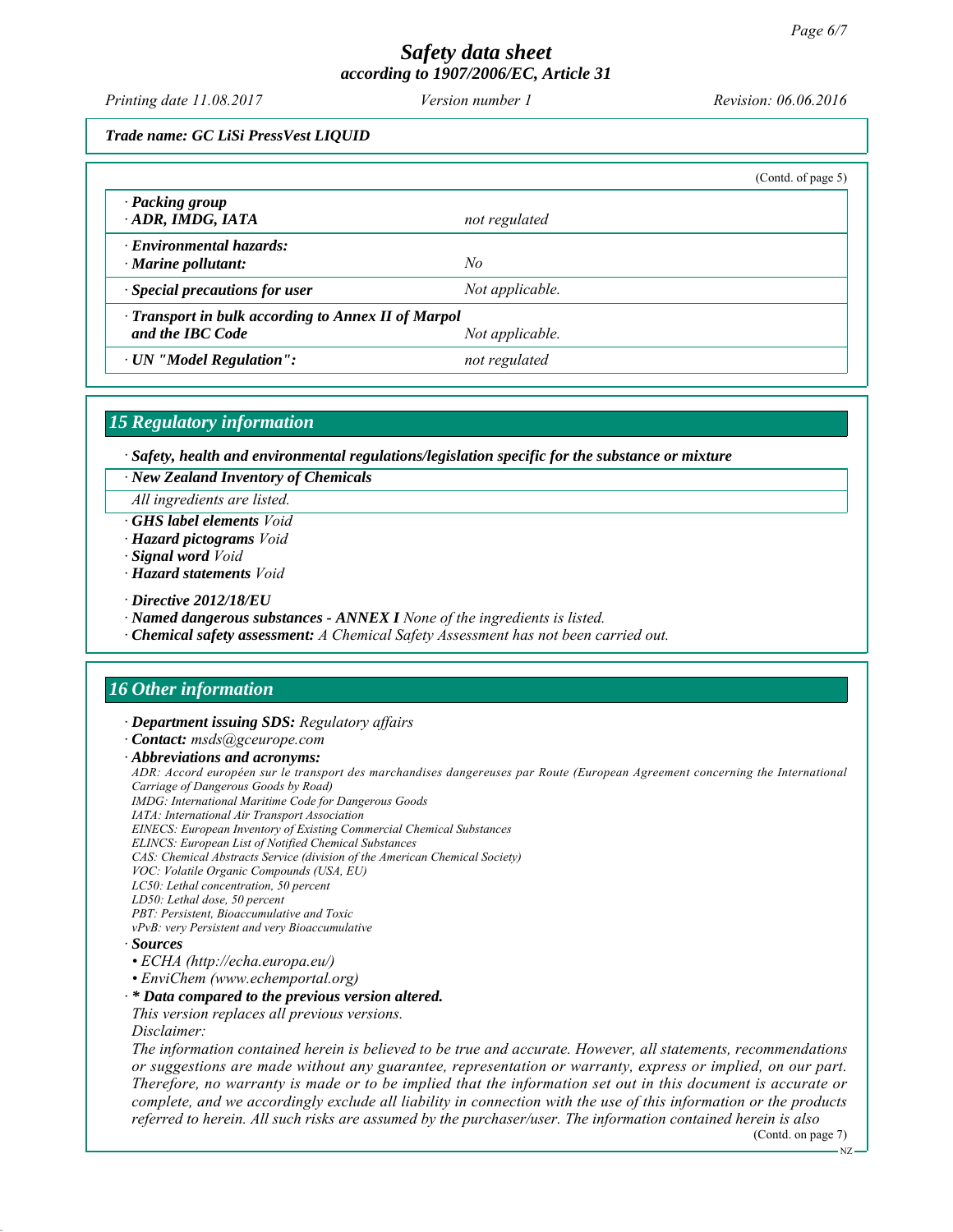Trade name: GC LiSi PressVest LIQUID

(Contd. of page 5)

| | |
|---|---|
| · **Packing group** · **ADR, IMDG, IATA** | *not regulated* |
| · **Environmental hazards:** · **Marine pollutant:** | *No* |
| · **Special precautions for user** | *Not applicable.* |
| · **Transport in bulk according to Annex II of Marpol and the IBC Code** | *Not applicable.* |
| · **UN "Model Regulation":** | *not regulated* |

## 15 Regulatory information

· **Safety, health and environmental regulations/legislation specific for the substance or mixture**

· **New Zealand Inventory of Chemicals**

*All ingredients are listed.*

· **GHS label elements** *Void*
· **Hazard pictograms** *Void*
· **Signal word** *Void*
· **Hazard statements** *Void*

· **Directive 2012/18/EU**
· **Named dangerous substances - ANNEX I** *None of the ingredients is listed.*
· **Chemical safety assessment:** *A Chemical Safety Assessment has not been carried out.*

## 16 Other information

· **Department issuing SDS:** *Regulatory affairs*
· **Contact:** *msds@gceurope.com*
· **Abbreviations and acronyms:**
*ADR: Accord européen sur le transport des marchandises dangereuses par Route (European Agreement concerning the International Carriage of Dangerous Goods by Road)*
*IMDG: International Maritime Code for Dangerous Goods*
*IATA: International Air Transport Association*
*EINECS: European Inventory of Existing Commercial Chemical Substances*
*ELINCS: European List of Notified Chemical Substances*
*CAS: Chemical Abstracts Service (division of the American Chemical Society)*
*VOC: Volatile Organic Compounds (USA, EU)*
*LC50: Lethal concentration, 50 percent*
*LD50: Lethal dose, 50 percent*
*PBT: Persistent, Bioaccumulative and Toxic*
*vPvB: very Persistent and very Bioaccumulative*
· **Sources**
- *ECHA (http://echa.europa.eu/)*
- *EnviChem (www.echemportal.org)*

· **\* Data compared to the previous version altered.**
*This version replaces all previous versions.*
*Disclaimer:*
*The information contained herein is believed to be true and accurate. However, all statements, recommendations or suggestions are made without any guarantee, representation or warranty, express or implied, on our part. Therefore, no warranty is made or to be implied that the information set out in this document is accurate or complete, and we accordingly exclude all liability in connection with the use of this information or the products referred to herein. All such risks are assumed by the purchaser/user. The information contained herein is also*

(Contd. on page 7)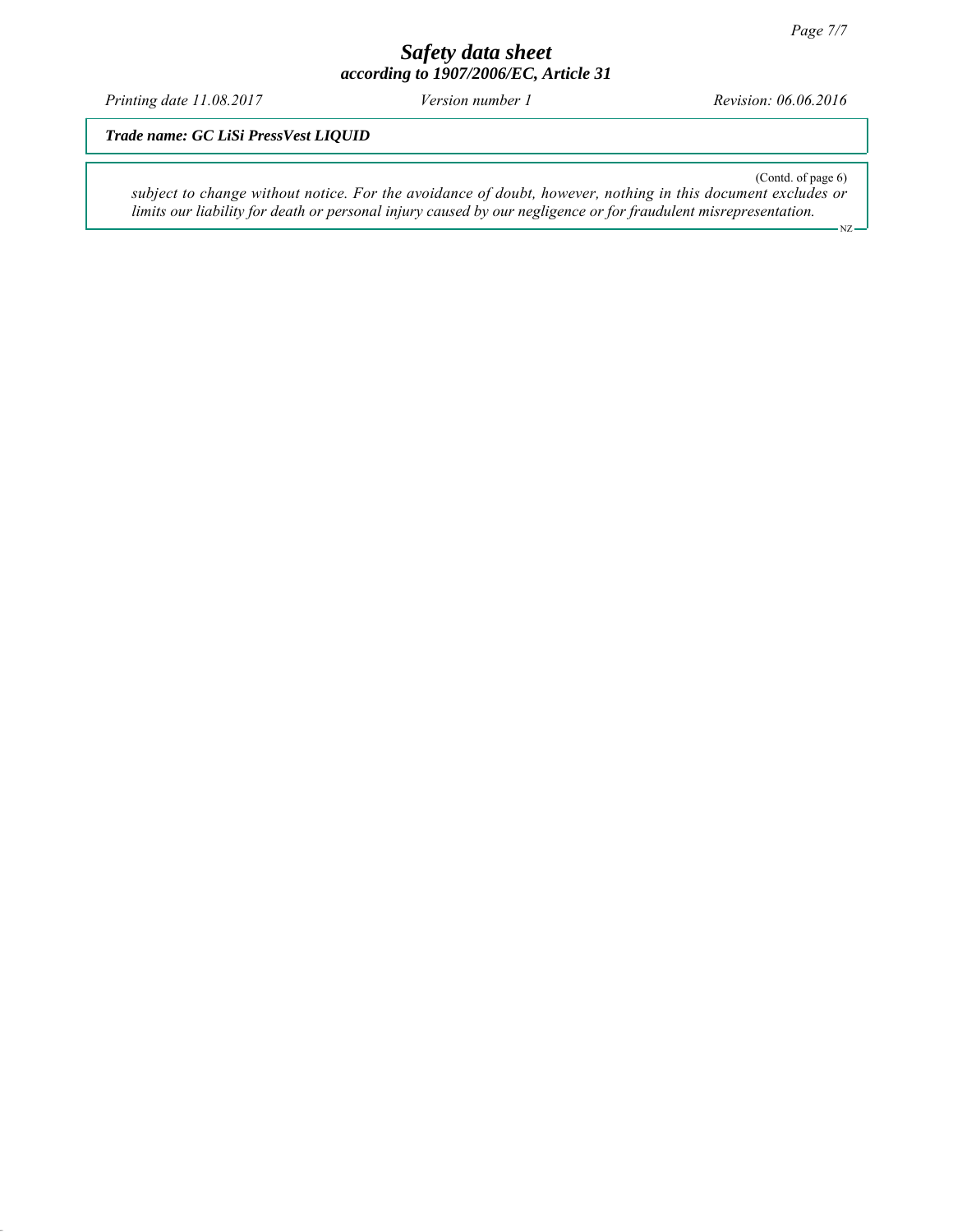*Trade name: GC LiSi PressVest LIQUID*

(Contd. of page 6)

*subject to change without notice. For the avoidance of doubt, however, nothing in this document excludes or limits our liability for death or personal injury caused by our negligence or for fraudulent misrepresentation.*

NZ